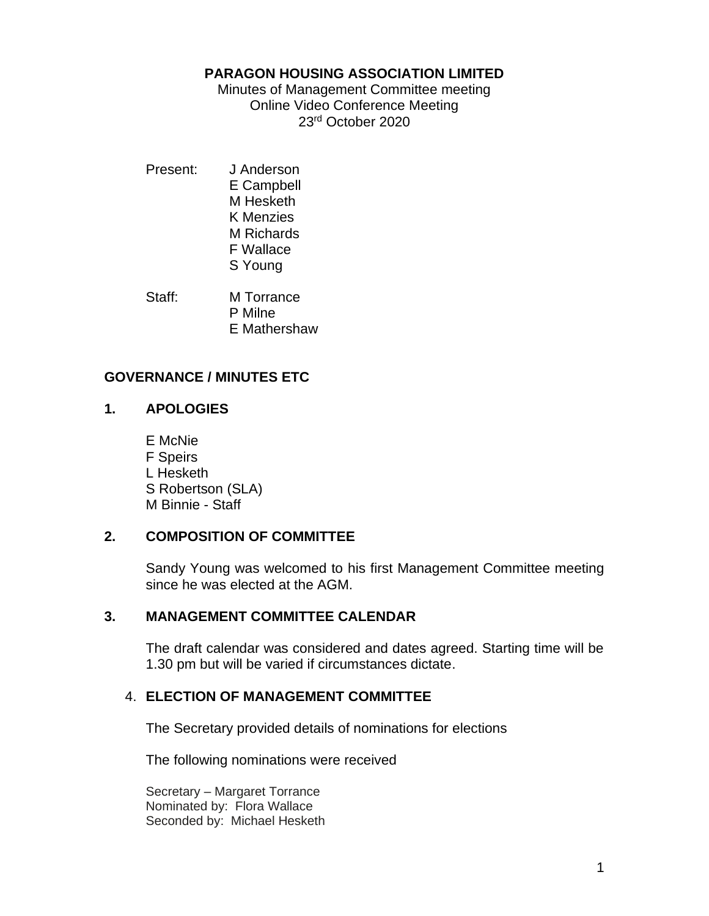**PARAGON HOUSING ASSOCIATION LIMITED**

Minutes of Management Committee meeting
Online Video Conference Meeting
23rd October 2020

Present:
- J Anderson
- E Campbell
- M Hesketh
- K Menzies
- M Richards
- F Wallace
- S Young

Staff:
- M Torrance
- P Milne
- E Mathershaw

## GOVERNANCE / MINUTES ETC

### 1. APOLOGIES

E McNie
F Speirs
L Hesketh
S Robertson (SLA)
M Binnie - Staff

### 2. COMPOSITION OF COMMITTEE

Sandy Young was welcomed to his first Management Committee meeting since he was elected at the AGM.

### 3. MANAGEMENT COMMITTEE CALENDAR

The draft calendar was considered and dates agreed. Starting time will be 1.30 pm but will be varied if circumstances dictate.

### 4. ELECTION OF MANAGEMENT COMMITTEE

The Secretary provided details of nominations for elections

The following nominations were received

Secretary – Margaret Torrance
Nominated by: Flora Wallace
Seconded by: Michael Hesketh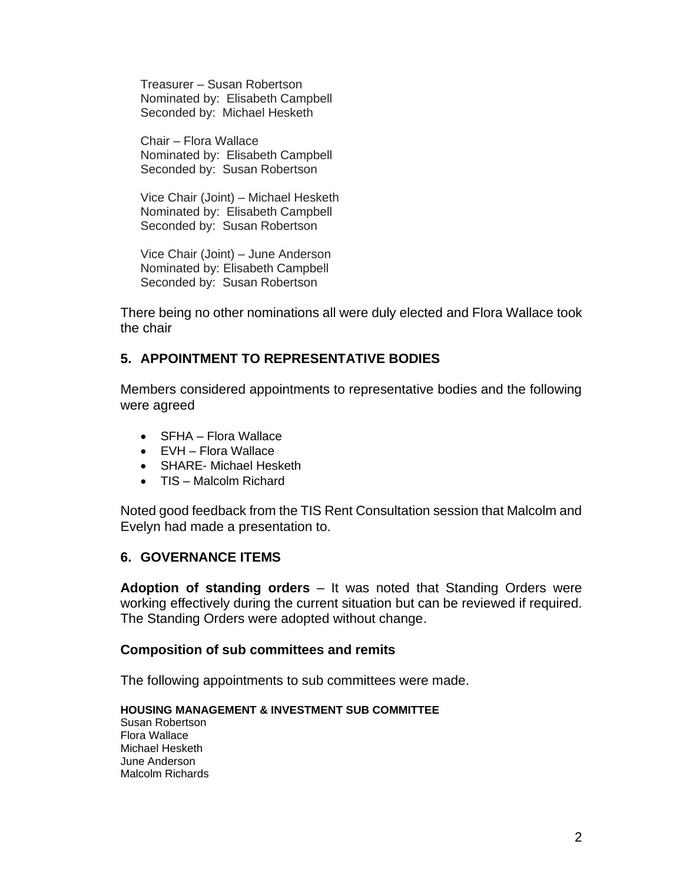Treasurer – Susan Robertson
Nominated by: Elisabeth Campbell
Seconded by: Michael Hesketh

Chair – Flora Wallace
Nominated by: Elisabeth Campbell
Seconded by: Susan Robertson

Vice Chair (Joint) – Michael Hesketh
Nominated by: Elisabeth Campbell
Seconded by: Susan Robertson

Vice Chair (Joint) – June Anderson
Nominated by: Elisabeth Campbell
Seconded by: Susan Robertson

There being no other nominations all were duly elected and Flora Wallace took the chair

## 5. APPOINTMENT TO REPRESENTATIVE BODIES

Members considered appointments to representative bodies and the following were agreed

- SFHA – Flora Wallace
- EVH – Flora Wallace
- SHARE- Michael Hesketh
- TIS – Malcolm Richard

Noted good feedback from the TIS Rent Consultation session that Malcolm and Evelyn had made a presentation to.

## 6. GOVERNANCE ITEMS

**Adoption of standing orders** – It was noted that Standing Orders were working effectively during the current situation but can be reviewed if required. The Standing Orders were adopted without change.

### Composition of sub committees and remits

The following appointments to sub committees were made.

**HOUSING MANAGEMENT & INVESTMENT SUB COMMITTEE**
Susan Robertson
Flora Wallace
Michael Hesketh
June Anderson
Malcolm Richards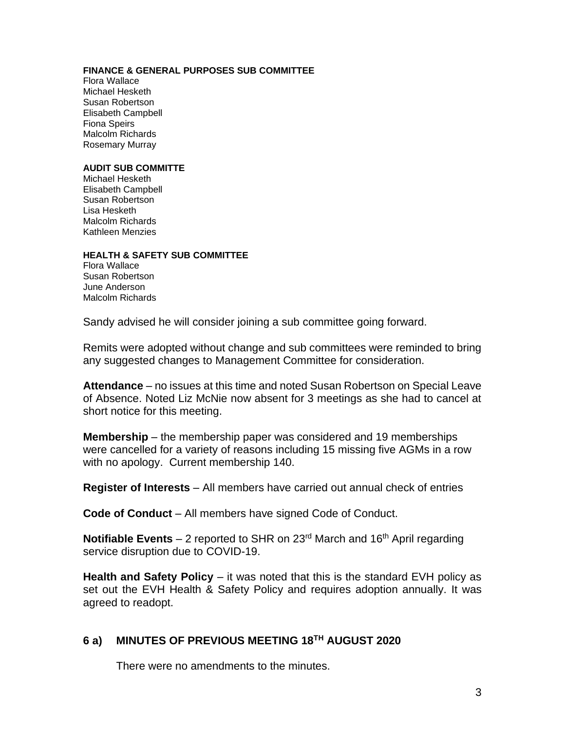**FINANCE & GENERAL PURPOSES SUB COMMITTEE**
Flora Wallace
Michael Hesketh
Susan Robertson
Elisabeth Campbell
Fiona Speirs
Malcolm Richards
Rosemary Murray

**AUDIT SUB COMMITTE**
Michael Hesketh
Elisabeth Campbell
Susan Robertson
Lisa Hesketh
Malcolm Richards
Kathleen Menzies

**HEALTH & SAFETY SUB COMMITTEE**
Flora Wallace
Susan Robertson
June Anderson
Malcolm Richards

Sandy advised he will consider joining a sub committee going forward.

Remits were adopted without change and sub committees were reminded to bring any suggested changes to Management Committee for consideration.

**Attendance** – no issues at this time and noted Susan Robertson on Special Leave of Absence. Noted Liz McNie now absent for 3 meetings as she had to cancel at short notice for this meeting.

**Membership** – the membership paper was considered and 19 memberships were cancelled for a variety of reasons including 15 missing five AGMs in a row with no apology. Current membership 140.

**Register of Interests** – All members have carried out annual check of entries

**Code of Conduct** – All members have signed Code of Conduct.

**Notifiable Events** – 2 reported to SHR on 23rd March and 16th April regarding service disruption due to COVID-19.

**Health and Safety Policy** – it was noted that this is the standard EVH policy as set out the EVH Health & Safety Policy and requires adoption annually. It was agreed to readopt.

## 6 a) MINUTES OF PREVIOUS MEETING 18TH AUGUST 2020

There were no amendments to the minutes.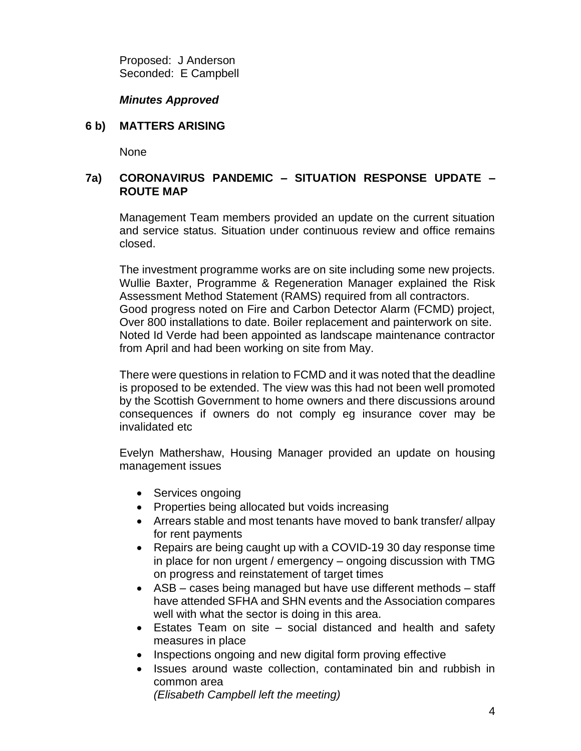Proposed: J Anderson
Seconded: E Campbell

***Minutes Approved***

## 6 b) MATTERS ARISING

None

## 7a) CORONAVIRUS PANDEMIC – SITUATION RESPONSE UPDATE – ROUTE MAP

Management Team members provided an update on the current situation and service status. Situation under continuous review and office remains closed.

The investment programme works are on site including some new projects. Wullie Baxter, Programme & Regeneration Manager explained the Risk Assessment Method Statement (RAMS) required from all contractors.
Good progress noted on Fire and Carbon Detector Alarm (FCMD) project, Over 800 installations to date. Boiler replacement and painterwork on site. Noted Id Verde had been appointed as landscape maintenance contractor from April and had been working on site from May.

There were questions in relation to FCMD and it was noted that the deadline is proposed to be extended. The view was this had not been well promoted by the Scottish Government to home owners and there discussions around consequences if owners do not comply eg insurance cover may be invalidated etc

Evelyn Mathershaw, Housing Manager provided an update on housing management issues

- Services ongoing
- Properties being allocated but voids increasing
- Arrears stable and most tenants have moved to bank transfer/ allpay for rent payments
- Repairs are being caught up with a COVID-19 30 day response time in place for non urgent / emergency – ongoing discussion with TMG on progress and reinstatement of target times
- ASB – cases being managed but have use different methods – staff have attended SFHA and SHN events and the Association compares well with what the sector is doing in this area.
- Estates Team on site – social distanced and health and safety measures in place
- Inspections ongoing and new digital form proving effective
- Issues around waste collection, contaminated bin and rubbish in common area
  *(Elisabeth Campbell left the meeting)*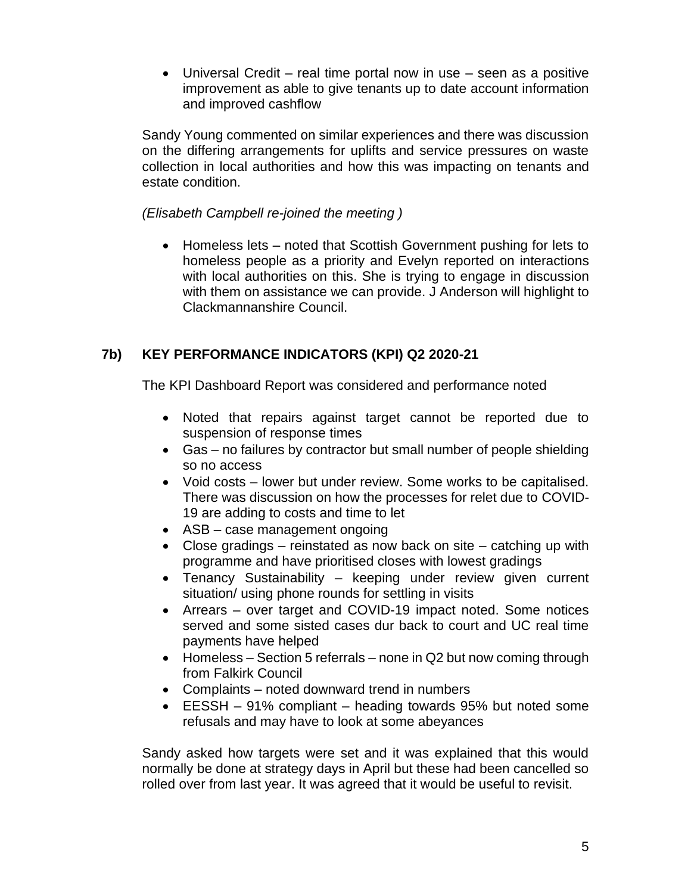- Universal Credit – real time portal now in use – seen as a positive improvement as able to give tenants up to date account information and improved cashflow

Sandy Young commented on similar experiences and there was discussion on the differing arrangements for uplifts and service pressures on waste collection in local authorities and how this was impacting on tenants and estate condition.

*(Elisabeth Campbell re-joined the meeting )*

- Homeless lets – noted that Scottish Government pushing for lets to homeless people as a priority and Evelyn reported on interactions with local authorities on this. She is trying to engage in discussion with them on assistance we can provide. J Anderson will highlight to Clackmannanshire Council.

## 7b) KEY PERFORMANCE INDICATORS (KPI) Q2 2020-21

The KPI Dashboard Report was considered and performance noted

- Noted that repairs against target cannot be reported due to suspension of response times
- Gas – no failures by contractor but small number of people shielding so no access
- Void costs – lower but under review. Some works to be capitalised. There was discussion on how the processes for relet due to COVID-19 are adding to costs and time to let
- ASB – case management ongoing
- Close gradings – reinstated as now back on site – catching up with programme and have prioritised closes with lowest gradings
- Tenancy Sustainability – keeping under review given current situation/ using phone rounds for settling in visits
- Arrears – over target and COVID-19 impact noted. Some notices served and some sisted cases dur back to court and UC real time payments have helped
- Homeless – Section 5 referrals – none in Q2 but now coming through from Falkirk Council
- Complaints – noted downward trend in numbers
- EESSH – 91% compliant – heading towards 95% but noted some refusals and may have to look at some abeyances

Sandy asked how targets were set and it was explained that this would normally be done at strategy days in April but these had been cancelled so rolled over from last year. It was agreed that it would be useful to revisit.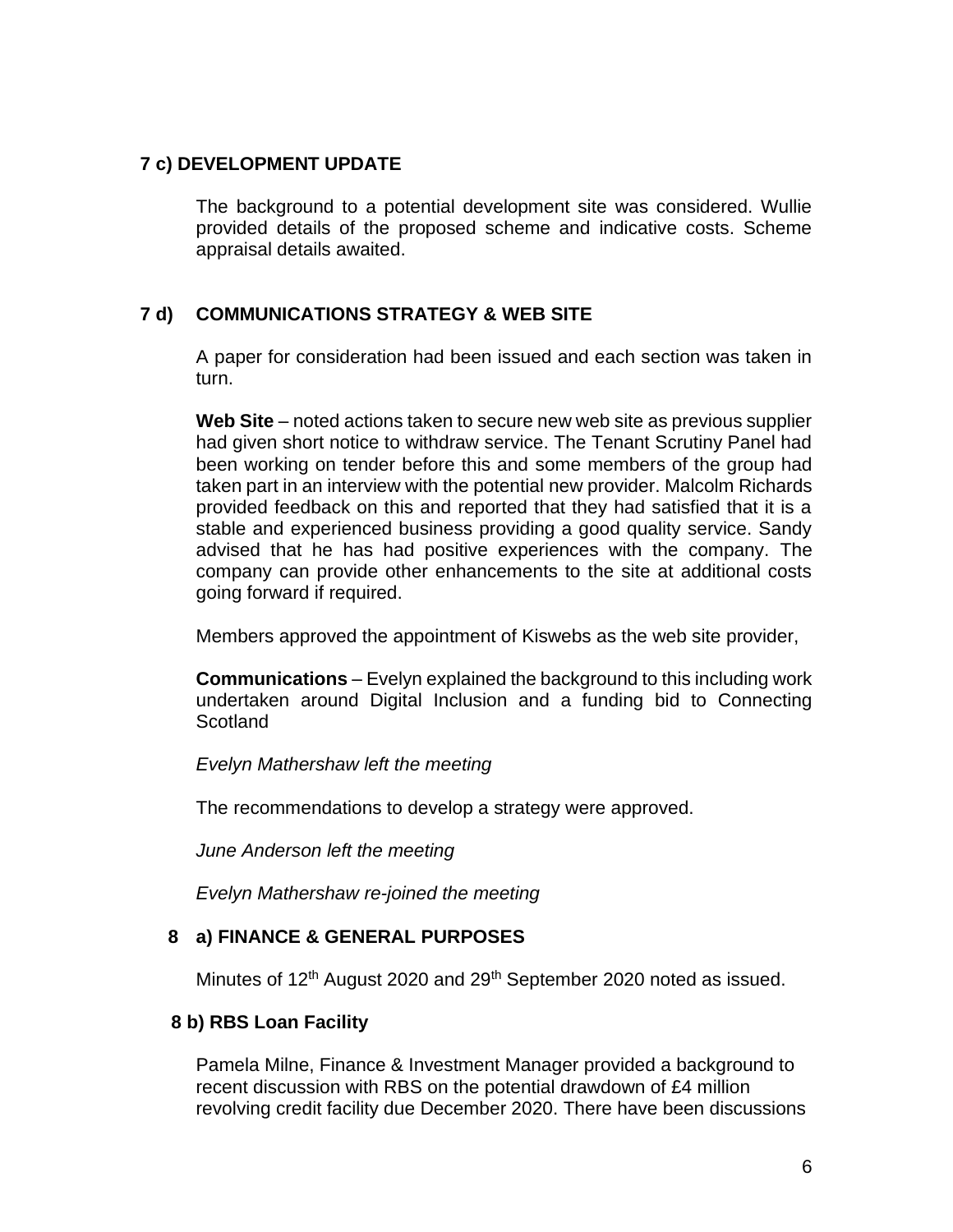## 7 c) DEVELOPMENT UPDATE

The background to a potential development site was considered. Wullie provided details of the proposed scheme and indicative costs. Scheme appraisal details awaited.

## 7 d) COMMUNICATIONS STRATEGY & WEB SITE

A paper for consideration had been issued and each section was taken in turn.

**Web Site** – noted actions taken to secure new web site as previous supplier had given short notice to withdraw service. The Tenant Scrutiny Panel had been working on tender before this and some members of the group had taken part in an interview with the potential new provider. Malcolm Richards provided feedback on this and reported that they had satisfied that it is a stable and experienced business providing a good quality service. Sandy advised that he has had positive experiences with the company. The company can provide other enhancements to the site at additional costs going forward if required.

Members approved the appointment of Kiswebs as the web site provider,

**Communications** – Evelyn explained the background to this including work undertaken around Digital Inclusion and a funding bid to Connecting Scotland

*Evelyn Mathershaw left the meeting*

The recommendations to develop a strategy were approved.

*June Anderson left the meeting*

*Evelyn Mathershaw re-joined the meeting*

## 8 a) FINANCE & GENERAL PURPOSES

Minutes of 12th August 2020 and 29th September 2020 noted as issued.

## 8 b) RBS Loan Facility

Pamela Milne, Finance & Investment Manager provided a background to recent discussion with RBS on the potential drawdown of £4 million revolving credit facility due December 2020. There have been discussions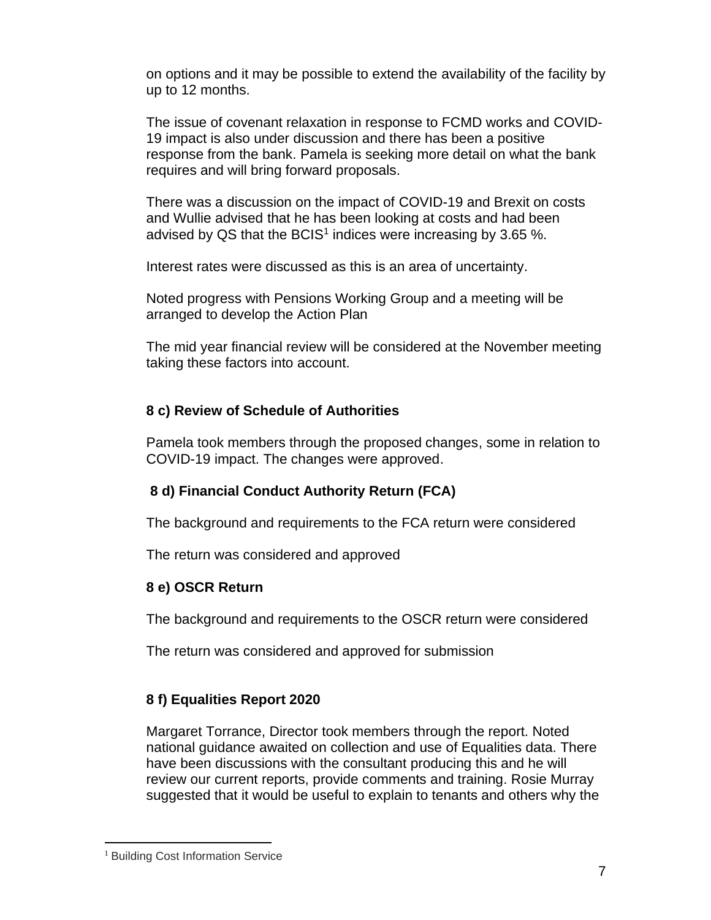on options and it may be possible to extend the availability of the facility by up to 12 months.

The issue of covenant relaxation in response to FCMD works and COVID-19 impact is also under discussion and there has been a positive response from the bank. Pamela is seeking more detail on what the bank requires and will bring forward proposals.

There was a discussion on the impact of COVID-19 and Brexit on costs and Wullie advised that he has been looking at costs and had been advised by QS that the BCIS[1] indices were increasing by 3.65 %.

Interest rates were discussed as this is an area of uncertainty.

Noted progress with Pensions Working Group and a meeting will be arranged to develop the Action Plan

The mid year financial review will be considered at the November meeting taking these factors into account.

**8 c) Review of Schedule of Authorities**

Pamela took members through the proposed changes, some in relation to COVID-19 impact. The changes were approved.

**8 d) Financial Conduct Authority Return (FCA)**

The background and requirements to the FCA return were considered

The return was considered and approved

**8 e) OSCR Return**

The background and requirements to the OSCR return were considered

The return was considered and approved for submission

**8 f) Equalities Report 2020**

Margaret Torrance, Director took members through the report. Noted national guidance awaited on collection and use of Equalities data. There have been discussions with the consultant producing this and he will review our current reports, provide comments and training. Rosie Murray suggested that it would be useful to explain to tenants and others why the

[1] Building Cost Information Service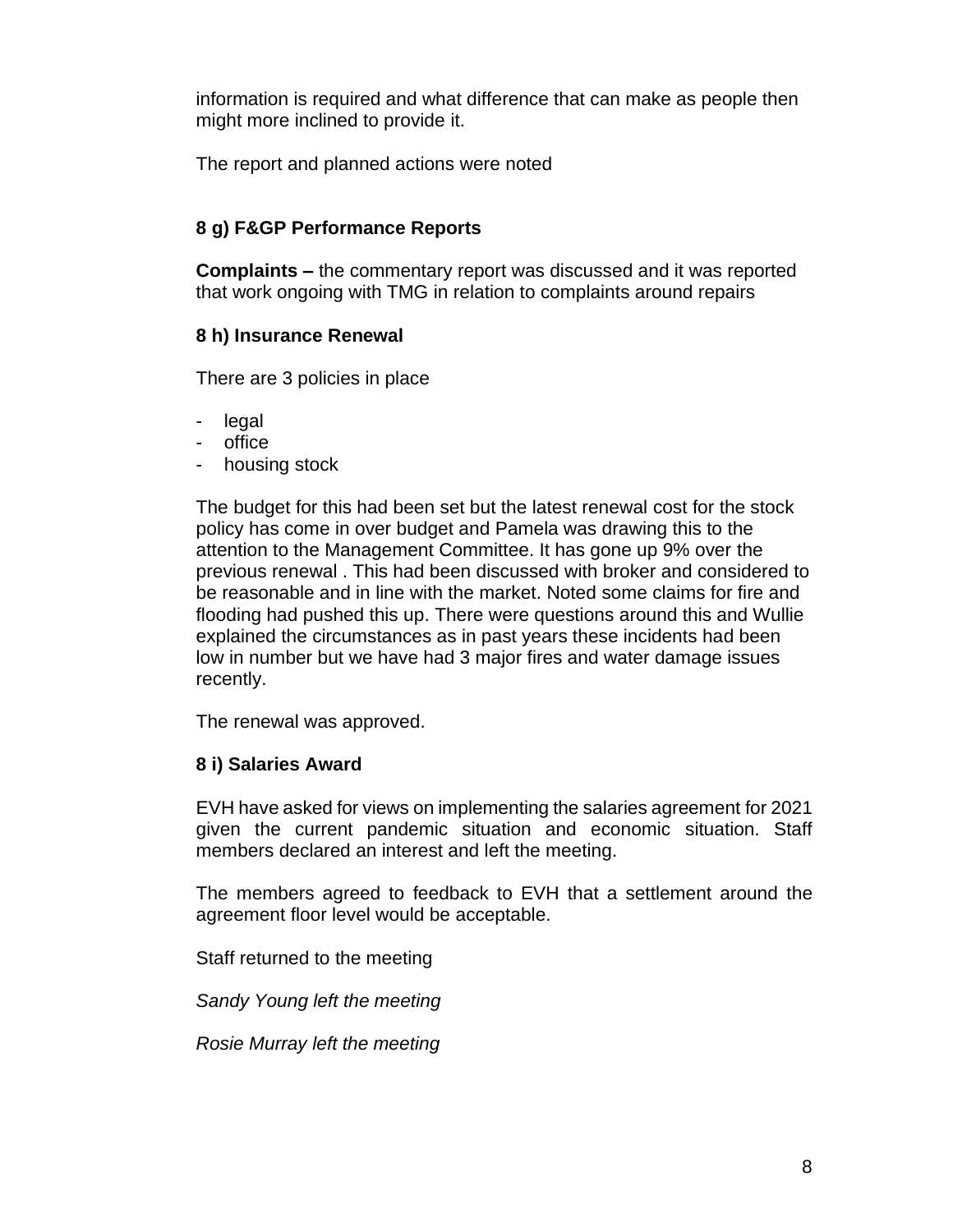information is required and what difference that can make as people then might more inclined to provide it.

The report and planned actions were noted

### 8 g) F&GP Performance Reports

**Complaints –** the commentary report was discussed and it was reported that work ongoing with TMG in relation to complaints around repairs

### 8 h) Insurance Renewal

There are 3 policies in place

- legal
- office
- housing stock

The budget for this had been set but the latest renewal cost for the stock policy has come in over budget and Pamela was drawing this to the attention to the Management Committee. It has gone up 9% over the previous renewal . This had been discussed with broker and considered to be reasonable and in line with the market. Noted some claims for fire and flooding had pushed this up. There were questions around this and Wullie explained the circumstances as in past years these incidents had been low in number but we have had 3 major fires and water damage issues recently.

The renewal was approved.

### 8 i) Salaries Award

EVH have asked for views on implementing the salaries agreement for 2021 given the current pandemic situation and economic situation. Staff members declared an interest and left the meeting.

The members agreed to feedback to EVH that a settlement around the agreement floor level would be acceptable.

Staff returned to the meeting

*Sandy Young left the meeting*

*Rosie Murray left the meeting*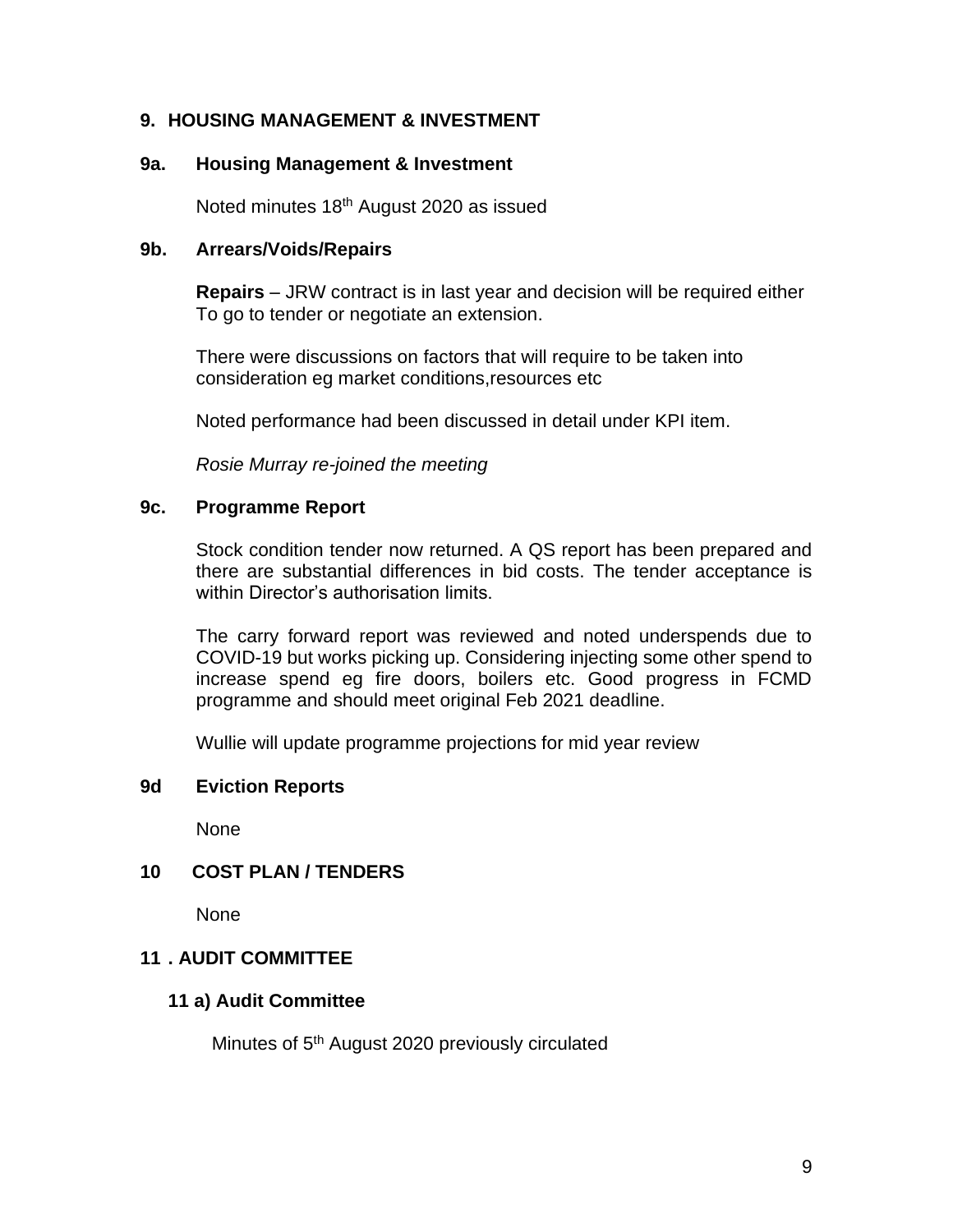## 9. HOUSING MANAGEMENT & INVESTMENT

### 9a. Housing Management & Investment

Noted minutes 18th August 2020 as issued

### 9b. Arrears/Voids/Repairs

**Repairs** – JRW contract is in last year and decision will be required either To go to tender or negotiate an extension.

There were discussions on factors that will require to be taken into consideration eg market conditions,resources etc

Noted performance had been discussed in detail under KPI item.

*Rosie Murray re-joined the meeting*

### 9c. Programme Report

Stock condition tender now returned. A QS report has been prepared and there are substantial differences in bid costs. The tender acceptance is within Director's authorisation limits.

The carry forward report was reviewed and noted underspends due to COVID-19 but works picking up. Considering injecting some other spend to increase spend eg fire doors, boilers etc. Good progress in FCMD programme and should meet original Feb 2021 deadline.

Wullie will update programme projections for mid year review

### 9d Eviction Reports

None

## 10 COST PLAN / TENDERS

None

## 11 . AUDIT COMMITTEE

### 11 a) Audit Committee

Minutes of 5th August 2020 previously circulated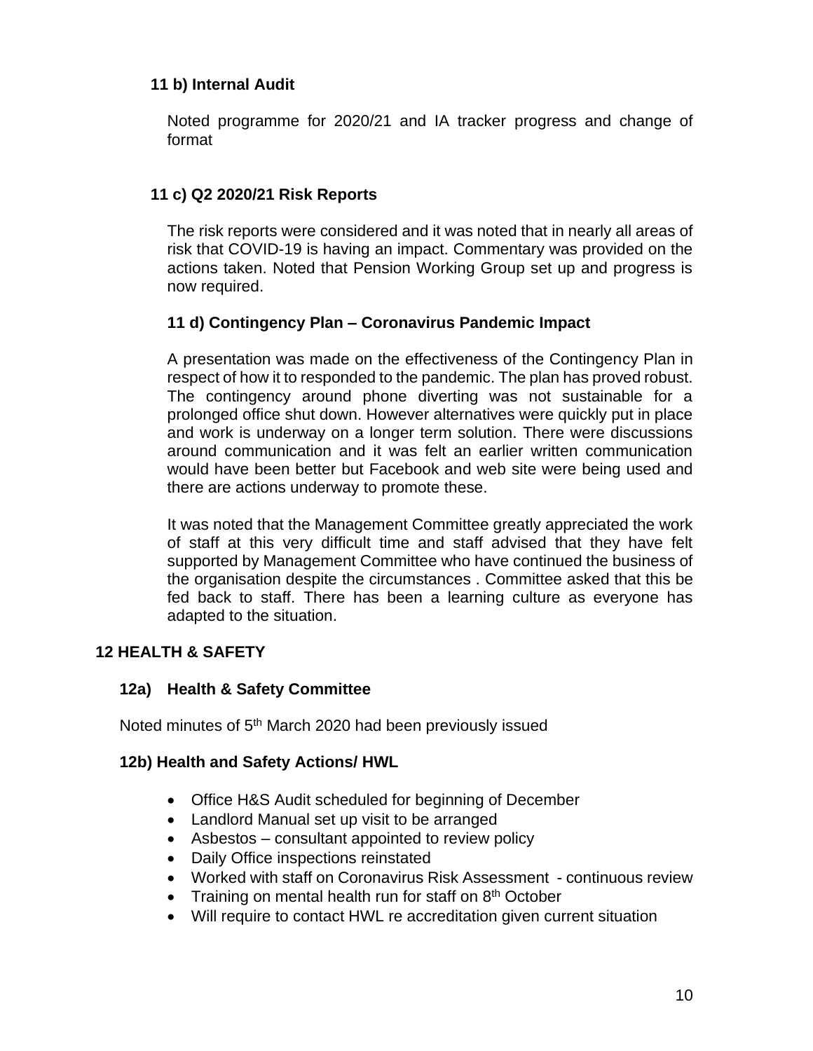### 11 b) Internal Audit

Noted programme for 2020/21 and IA tracker progress and change of format

### 11 c) Q2 2020/21 Risk Reports

The risk reports were considered and it was noted that in nearly all areas of risk that COVID-19 is having an impact. Commentary was provided on the actions taken. Noted that Pension Working Group set up and progress is now required.

### 11 d) Contingency Plan – Coronavirus Pandemic Impact

A presentation was made on the effectiveness of the Contingency Plan in respect of how it to responded to the pandemic. The plan has proved robust. The contingency around phone diverting was not sustainable for a prolonged office shut down. However alternatives were quickly put in place and work is underway on a longer term solution. There were discussions around communication and it was felt an earlier written communication would have been better but Facebook and web site were being used and there are actions underway to promote these.

It was noted that the Management Committee greatly appreciated the work of staff at this very difficult time and staff advised that they have felt supported by Management Committee who have continued the business of the organisation despite the circumstances . Committee asked that this be fed back to staff. There has been a learning culture as everyone has adapted to the situation.

## 12 HEALTH & SAFETY

### 12a) Health & Safety Committee

Noted minutes of 5th March 2020 had been previously issued

### 12b) Health and Safety Actions/ HWL

- Office H&S Audit scheduled for beginning of December
- Landlord Manual set up visit to be arranged
- Asbestos – consultant appointed to review policy
- Daily Office inspections reinstated
- Worked with staff on Coronavirus Risk Assessment - continuous review
- Training on mental health run for staff on 8th October
- Will require to contact HWL re accreditation given current situation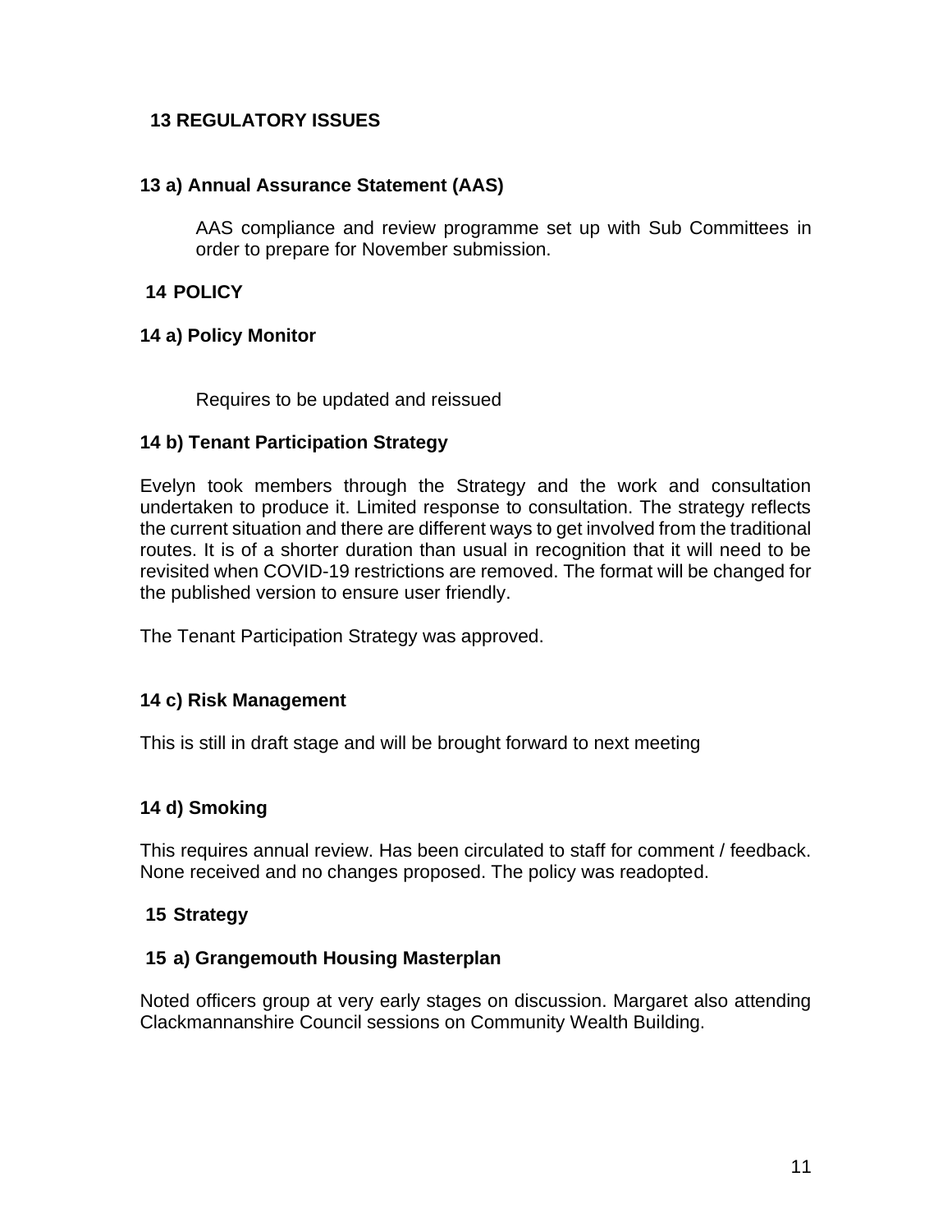## 13 REGULATORY ISSUES

### 13 a) Annual Assurance Statement (AAS)

AAS compliance and review programme set up with Sub Committees in order to prepare for November submission.

## 14 POLICY

### 14 a) Policy Monitor

Requires to be updated and reissued

### 14 b) Tenant Participation Strategy

Evelyn took members through the Strategy and the work and consultation undertaken to produce it. Limited response to consultation. The strategy reflects the current situation and there are different ways to get involved from the traditional routes. It is of a shorter duration than usual in recognition that it will need to be revisited when COVID-19 restrictions are removed. The format will be changed for the published version to ensure user friendly.

The Tenant Participation Strategy was approved.

### 14 c) Risk Management

This is still in draft stage and will be brought forward to next meeting

### 14 d) Smoking

This requires annual review. Has been circulated to staff for comment / feedback. None received and no changes proposed. The policy was readopted.

## 15 Strategy

### 15 a) Grangemouth Housing Masterplan

Noted officers group at very early stages on discussion. Margaret also attending Clackmannanshire Council sessions on Community Wealth Building.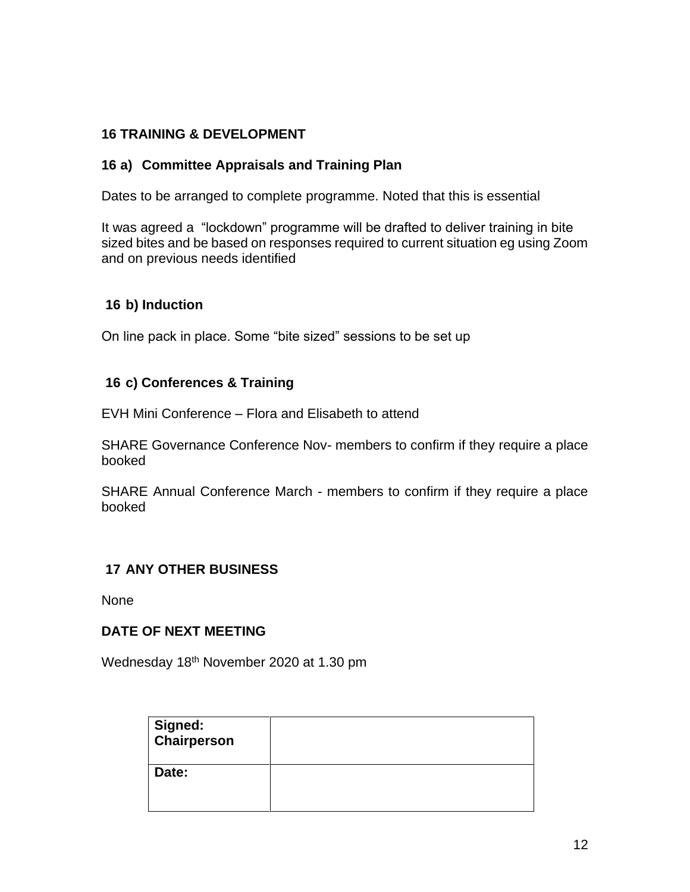## 16 TRAINING & DEVELOPMENT

### 16 a) Committee Appraisals and Training Plan

Dates to be arranged to complete programme. Noted that this is essential

It was agreed a "lockdown" programme will be drafted to deliver training in bite sized bites and be based on responses required to current situation eg using Zoom and on previous needs identified

### 16 b) Induction

On line pack in place. Some "bite sized" sessions to be set up

### 16 c) Conferences & Training

EVH Mini Conference – Flora and Elisabeth to attend

SHARE Governance Conference Nov- members to confirm if they require a place booked

SHARE Annual Conference March - members to confirm if they require a place booked

## 17 ANY OTHER BUSINESS

None

## DATE OF NEXT MEETING

Wednesday 18th November 2020 at 1.30 pm

| | |
|---|---|
| **Signed: Chairperson** | |
| **Date:** | |